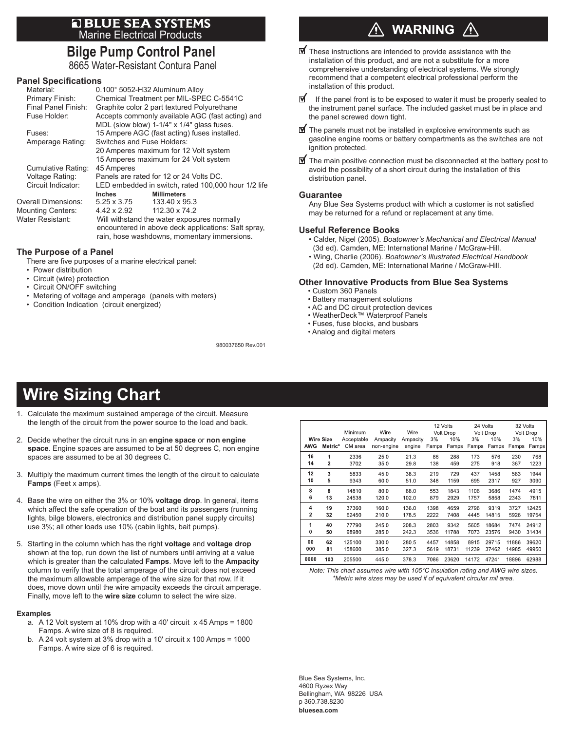# BLUE SEA SYSTEMS
Marine Electrical Products

## Bilge Pump Control Panel
8665 Water-Resistant Contura Panel

### Panel Specifications

| | | |
|---|---|---|
| Material: | 0.100" 5052-H32 Aluminum Alloy | |
| Primary Finish: | Chemical Treatment per MIL-SPEC C-5541C | |
| Final Panel Finish: | Graphite color 2 part textured Polyurethane | |
| Fuse Holder: | Accepts commonly available AGC (fast acting) and MDL (slow blow) 1-1/4" x 1/4" glass fuses. | |
| Fuses: | 15 Ampere AGC (fast acting) fuses installed. | |
| Amperage Rating: | Switches and Fuse Holders: 20 Amperes maximum for 12 Volt system; 15 Amperes maximum for 24 Volt system | |
| Cumulative Rating: | 45 Amperes | |
| Voltage Rating: | Panels are rated for 12 or 24 Volts DC. | |
| Circuit Indicator: | LED embedded in switch, rated 100,000 hour 1/2 life | |
| | **Inches** | **Millimeters** |
| Overall Dimensions: | 5.25 x 3.75 | 133.40 x 95.3 |
| Mounting Centers: | 4.42 x 2.92 | 112.30 x 74.2 |
| Water Resistant: | Will withstand the water exposures normally encountered in above deck applications: Salt spray, rain, hose washdowns, momentary immersions. | |

### The Purpose of a Panel

There are five purposes of a marine electrical panel:

- Power distribution
- Circuit (wire) protection
- Circuit ON/OFF switching
- Metering of voltage and amperage (panels with meters)
- Condition Indication (circuit energized)

980037650 Rev.001

## ⚠ WARNING ⚠

- ☑ These instructions are intended to provide assistance with the installation of this product, and are not a substitute for a more comprehensive understanding of electrical systems. We strongly recommend that a competent electrical professional perform the installation of this product.
- ☑ If the panel front is to be exposed to water it must be properly sealed to the instrument panel surface. The included gasket must be in place and the panel screwed down tight.
- ☑ The panels must not be installed in explosive environments such as gasoline engine rooms or battery compartments as the switches are not ignition protected.
- ☑ The main positive connection must be disconnected at the battery post to avoid the possibility of a short circuit during the installation of this distribution panel.

### Guarantee

Any Blue Sea Systems product with which a customer is not satisfied may be returned for a refund or replacement at any time.

### Useful Reference Books

- Calder, Nigel (2005). *Boatowner's Mechanical and Electrical Manual* (3d ed). Camden, ME: International Marine / McGraw-Hill.
- Wing, Charlie (2006). *Boatowner's Illustrated Electrical Handbook* (2d ed). Camden, ME: International Marine / McGraw-Hill.

### Other Innovative Products from Blue Sea Systems

- Custom 360 Panels
- Battery management solutions
- AC and DC circuit protection devices
- WeatherDeck™ Waterproof Panels
- Fuses, fuse blocks, and busbars
- Analog and digital meters

# Wire Sizing Chart

1. Calculate the maximum sustained amperage of the circuit. Measure the length of the circuit from the power source to the load and back.
2. Decide whether the circuit runs in an **engine space** or **non engine space**. Engine spaces are assumed to be at 50 degrees C, non engine spaces are assumed to be at 30 degrees C.
3. Multiply the maximum current times the length of the circuit to calculate **Famps** (Feet x amps).
4. Base the wire on either the 3% or 10% **voltage drop**. In general, items which affect the safe operation of the boat and its passengers (running lights, bilge blowers, electronics and distribution panel supply circuits) use 3%; all other loads use 10% (cabin lights, bait pumps).
5. Starting in the column which has the right **voltage** and **voltage drop** shown at the top, run down the list of numbers until arriving at a value which is greater than the calculated **Famps**. Move left to the **Ampacity** column to verify that the total amperage of the circuit does not exceed the maximum allowable amperage of the wire size for that row. If it does, move down until the wire ampacity exceeds the circuit amperage. Finally, move left to the **wire size** column to select the wire size.

**Examples**

a. A 12 Volt system at 10% drop with a 40' circuit x 45 Amps = 1800 Famps. A wire size of 8 is required.
b. A 24 volt system at 3% drop with a 10' circuit x 100 Amps = 1000 Famps. A wire size of 6 is required.

| Wire Size | | Minimum Acceptable | Wire Ampacity | Wire Ampacity | 12 Volts Volt Drop | | 24 Volts Volt Drop | | 32 Volts Volt Drop | |
|---|---|---|---|---|---|---|---|---|---|---|
| AWG | Metric* | CM area | non-engine | engine | 3% Famps | 10% Famps | 3% Famps | 10% Famps | 3% Famps | 10% Famps |
| **16** | **1** | 2336 | 25.0 | 21.3 | 86 | 288 | 173 | 576 | 230 | 768 |
| **14** | **2** | 3702 | 35.0 | 29.8 | 138 | 459 | 275 | 918 | 367 | 1223 |
| **12** | **3** | 5833 | 45.0 | 38.3 | 219 | 729 | 437 | 1458 | 583 | 1944 |
| **10** | **5** | 9343 | 60.0 | 51.0 | 348 | 1159 | 695 | 2317 | 927 | 3090 |
| **8** | **8** | 14810 | 80.0 | 68.0 | 553 | 1843 | 1106 | 3686 | 1474 | 4915 |
| **6** | **13** | 24538 | 120.0 | 102.0 | 879 | 2929 | 1757 | 5858 | 2343 | 7811 |
| **4** | **19** | 37360 | 160.0 | 136.0 | 1398 | 4659 | 2796 | 9319 | 3727 | 12425 |
| **2** | **32** | 62450 | 210.0 | 178.5 | 2222 | 7408 | 4445 | 14815 | 5926 | 19754 |
| **1** | **40** | 77790 | 245.0 | 208.3 | 2803 | 9342 | 5605 | 18684 | 7474 | 24912 |
| **0** | **50** | 98980 | 285.0 | 242.3 | 3536 | 11788 | 7073 | 23576 | 9430 | 31434 |
| **00** | **62** | 125100 | 330.0 | 280.5 | 4457 | 14858 | 8915 | 29715 | 11886 | 39620 |
| **000** | **81** | 158600 | 385.0 | 327.3 | 5619 | 18731 | 11239 | 37462 | 14985 | 49950 |
| **0000** | **103** | 205500 | 445.0 | 378.3 | 7086 | 23620 | 14172 | 47241 | 18896 | 62988 |

*Note: This chart assumes wire with 105°C insulation rating and AWG wire sizes.*
*\*Metric wire sizes may be used if of equivalent circular mil area.*

Blue Sea Systems, Inc.
4600 Ryzex Way
Bellingham, WA 98226 USA
p 360.738.8230
**bluesea.com**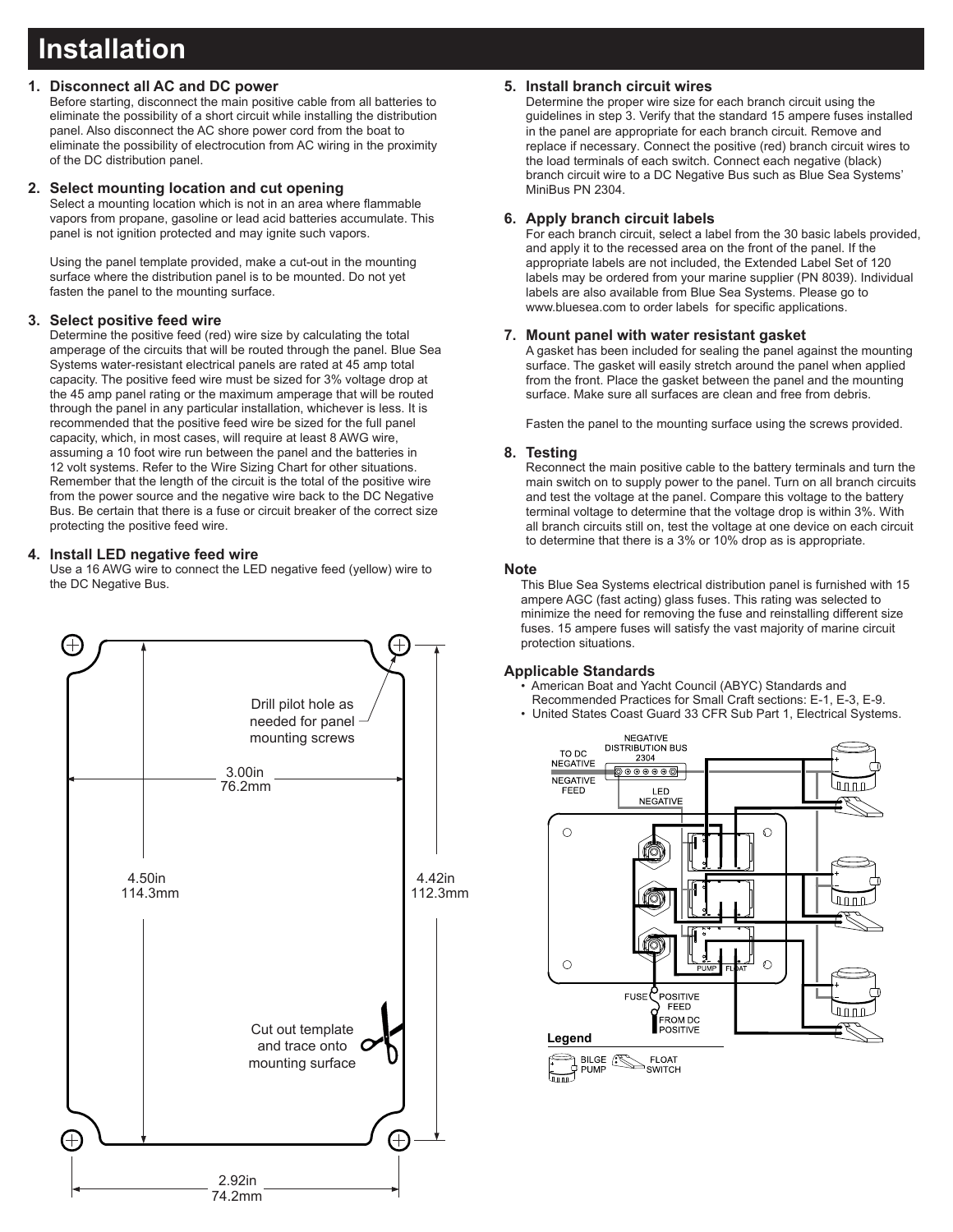# Installation

**1. Disconnect all AC and DC power**

Before starting, disconnect the main positive cable from all batteries to eliminate the possibility of a short circuit while installing the distribution panel. Also disconnect the AC shore power cord from the boat to eliminate the possibility of electrocution from AC wiring in the proximity of the DC distribution panel.

**2. Select mounting location and cut opening**

Select a mounting location which is not in an area where flammable vapors from propane, gasoline or lead acid batteries accumulate. This panel is not ignition protected and may ignite such vapors.

Using the panel template provided, make a cut-out in the mounting surface where the distribution panel is to be mounted. Do not yet fasten the panel to the mounting surface.

**3. Select positive feed wire**

Determine the positive feed (red) wire size by calculating the total amperage of the circuits that will be routed through the panel. Blue Sea Systems water-resistant electrical panels are rated at 45 amp total capacity. The positive feed wire must be sized for 3% voltage drop at the 45 amp panel rating or the maximum amperage that will be routed through the panel in any particular installation, whichever is less. It is recommended that the positive feed wire be sized for the full panel capacity, which, in most cases, will require at least 8 AWG wire, assuming a 10 foot wire run between the panel and the batteries in 12 volt systems. Refer to the Wire Sizing Chart for other situations. Remember that the length of the circuit is the total of the positive wire from the power source and the negative wire back to the DC Negative Bus. Be certain that there is a fuse or circuit breaker of the correct size protecting the positive feed wire.

**4. Install LED negative feed wire**

Use a 16 AWG wire to connect the LED negative feed (yellow) wire to the DC Negative Bus.

Drill pilot hole as needed for panel mounting screws

3.00in
76.2mm

4.50in
114.3mm

4.42in
112.3mm

Cut out template and trace onto mounting surface

2.92in
74.2mm

**5. Install branch circuit wires**

Determine the proper wire size for each branch circuit using the guidelines in step 3. Verify that the standard 15 ampere fuses installed in the panel are appropriate for each branch circuit. Remove and replace if necessary. Connect the positive (red) branch circuit wires to the load terminals of each switch. Connect each negative (black) branch circuit wire to a DC Negative Bus such as Blue Sea Systems' MiniBus PN 2304.

**6. Apply branch circuit labels**

For each branch circuit, select a label from the 30 basic labels provided, and apply it to the recessed area on the front of the panel. If the appropriate labels are not included, the Extended Label Set of 120 labels may be ordered from your marine supplier (PN 8039). Individual labels are also available from Blue Sea Systems. Please go to www.bluesea.com to order labels for specific applications.

**7. Mount panel with water resistant gasket**

A gasket has been included for sealing the panel against the mounting surface. The gasket will easily stretch around the panel when applied from the front. Place the gasket between the panel and the mounting surface. Make sure all surfaces are clean and free from debris.

Fasten the panel to the mounting surface using the screws provided.

**8. Testing**

Reconnect the main positive cable to the battery terminals and turn the main switch on to supply power to the panel. Turn on all branch circuits and test the voltage at the panel. Compare this voltage to the battery terminal voltage to determine that the voltage drop is within 3%. With all branch circuits still on, test the voltage at one device on each circuit to determine that there is a 3% or 10% drop as is appropriate.

**Note**

This Blue Sea Systems electrical distribution panel is furnished with 15 ampere AGC (fast acting) glass fuses. This rating was selected to minimize the need for removing the fuse and reinstalling different size fuses. 15 ampere fuses will satisfy the vast majority of marine circuit protection situations.

**Applicable Standards**

- American Boat and Yacht Council (ABYC) Standards and Recommended Practices for Small Craft sections: E-1, E-3, E-9.
- United States Coast Guard 33 CFR Sub Part 1, Electrical Systems.

TO DC NEGATIVE
NEGATIVE DISTRIBUTION BUS 2304
NEGATIVE FEED
LED NEGATIVE
PUMP FLOAT
FUSE
POSITIVE FEED
FROM DC POSITIVE

Legend
BILGE PUMP
FLOAT SWITCH